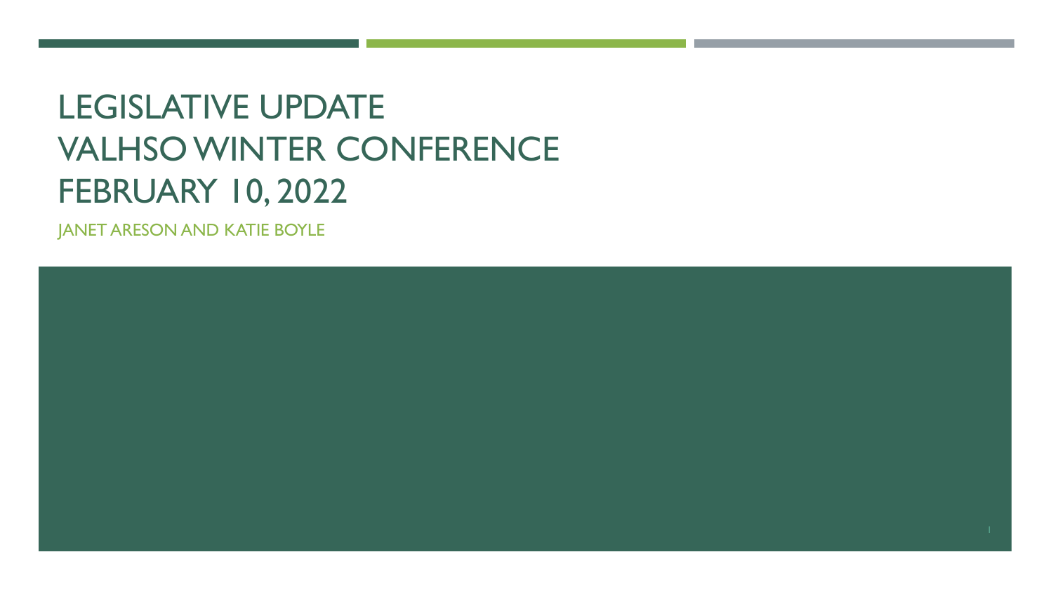# LEGISLATIVE UPDATE
# VALHSO WINTER CONFERENCE
# FEBRUARY 10, 2022

JANET ARESON AND KATIE BOYLE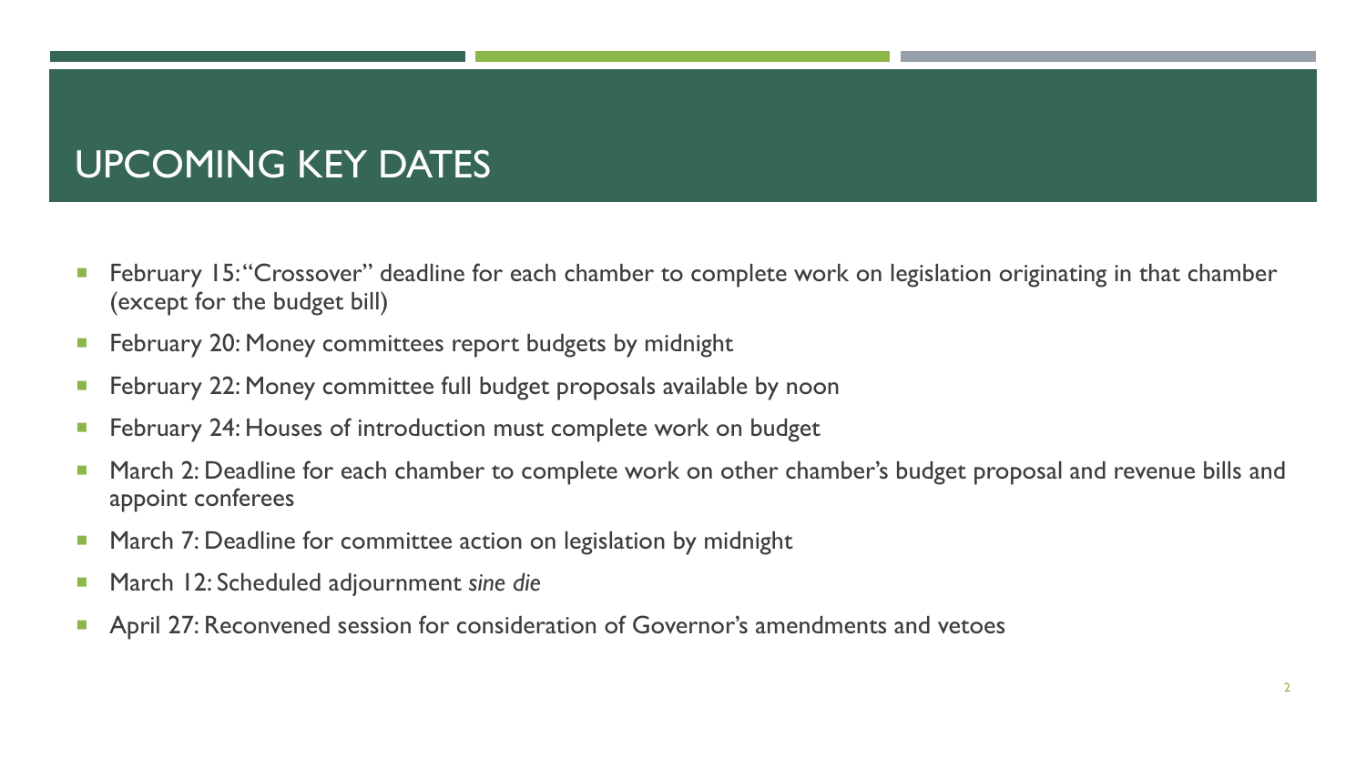# UPCOMING KEY DATES

- February 15: "Crossover" deadline for each chamber to complete work on legislation originating in that chamber (except for the budget bill)
- February 20: Money committees report budgets by midnight
- February 22: Money committee full budget proposals available by noon
- February 24: Houses of introduction must complete work on budget
- March 2: Deadline for each chamber to complete work on other chamber's budget proposal and revenue bills and appoint conferees
- March 7: Deadline for committee action on legislation by midnight
- March 12: Scheduled adjournment *sine die*
- April 27: Reconvened session for consideration of Governor's amendments and vetoes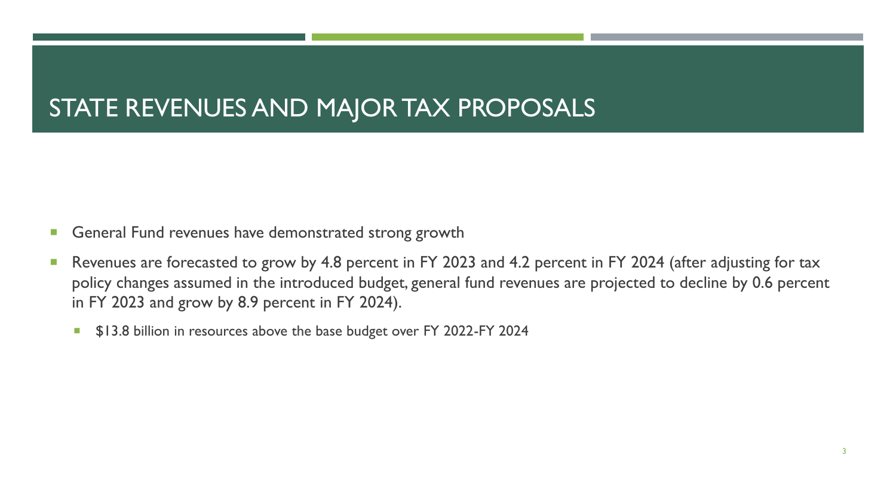# STATE REVENUES AND MAJOR TAX PROPOSALS

- General Fund revenues have demonstrated strong growth
- Revenues are forecasted to grow by 4.8 percent in FY 2023 and 4.2 percent in FY 2024 (after adjusting for tax policy changes assumed in the introduced budget, general fund revenues are projected to decline by 0.6 percent in FY 2023 and grow by 8.9 percent in FY 2024).
  - $13.8 billion in resources above the base budget over FY 2022-FY 2024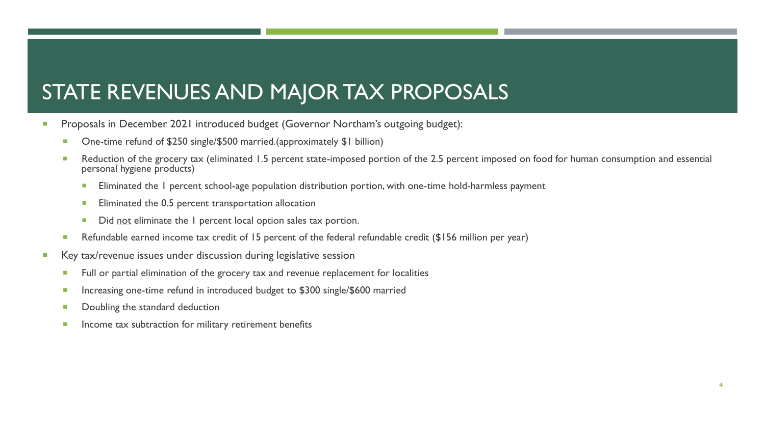# STATE REVENUES AND MAJOR TAX PROPOSALS

- Proposals in December 2021 introduced budget (Governor Northam's outgoing budget):
  - One-time refund of $250 single/$500 married.(approximately $1 billion)
  - Reduction of the grocery tax (eliminated 1.5 percent state-imposed portion of the 2.5 percent imposed on food for human consumption and essential personal hygiene products)
    - Eliminated the 1 percent school-age population distribution portion, with one-time hold-harmless payment
    - Eliminated the 0.5 percent transportation allocation
    - Did <u>not</u> eliminate the 1 percent local option sales tax portion.
  - Refundable earned income tax credit of 15 percent of the federal refundable credit ($156 million per year)
- Key tax/revenue issues under discussion during legislative session
  - Full or partial elimination of the grocery tax and revenue replacement for localities
  - Increasing one-time refund in introduced budget to $300 single/$600 married
  - Doubling the standard deduction
  - Income tax subtraction for military retirement benefits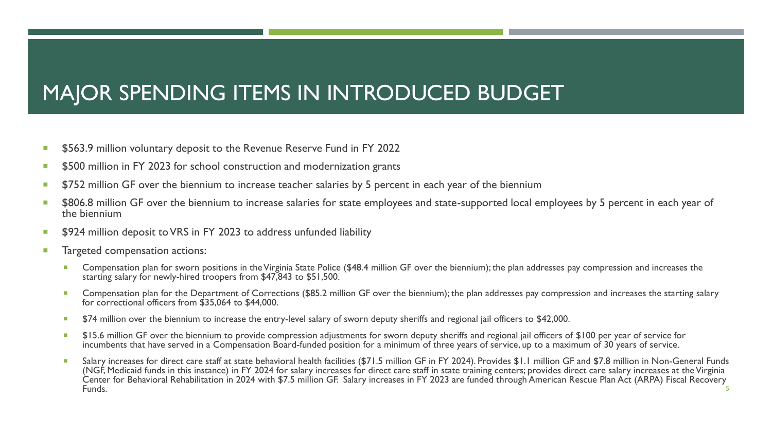# MAJOR SPENDING ITEMS IN INTRODUCED BUDGET

- $563.9 million voluntary deposit to the Revenue Reserve Fund in FY 2022
- $500 million in FY 2023 for school construction and modernization grants
- $752 million GF over the biennium to increase teacher salaries by 5 percent in each year of the biennium
- $806.8 million GF over the biennium to increase salaries for state employees and state-supported local employees by 5 percent in each year of the biennium
- $924 million deposit to VRS in FY 2023 to address unfunded liability
- Targeted compensation actions:
  - Compensation plan for sworn positions in the Virginia State Police ($48.4 million GF over the biennium); the plan addresses pay compression and increases the starting salary for newly-hired troopers from $47,843 to $51,500.
  - Compensation plan for the Department of Corrections ($85.2 million GF over the biennium); the plan addresses pay compression and increases the starting salary for correctional officers from $35,064 to $44,000.
  - $74 million over the biennium to increase the entry-level salary of sworn deputy sheriffs and regional jail officers to $42,000.
  - $15.6 million GF over the biennium to provide compression adjustments for sworn deputy sheriffs and regional jail officers of $100 per year of service for incumbents that have served in a Compensation Board-funded position for a minimum of three years of service, up to a maximum of 30 years of service.
  - Salary increases for direct care staff at state behavioral health facilities ($71.5 million GF in FY 2024). Provides $1.1 million GF and $7.8 million in Non-General Funds (NGF, Medicaid funds in this instance) in FY 2024 for salary increases for direct care staff in state training centers; provides direct care salary increases at the Virginia Center for Behavioral Rehabilitation in 2024 with $7.5 million GF. Salary increases in FY 2023 are funded through American Rescue Plan Act (ARPA) Fiscal Recovery Funds.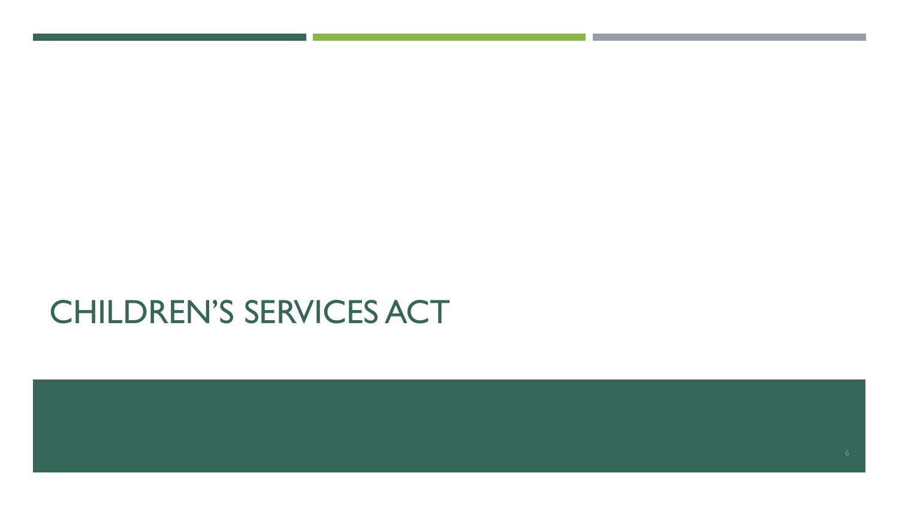# CHILDREN'S SERVICES ACT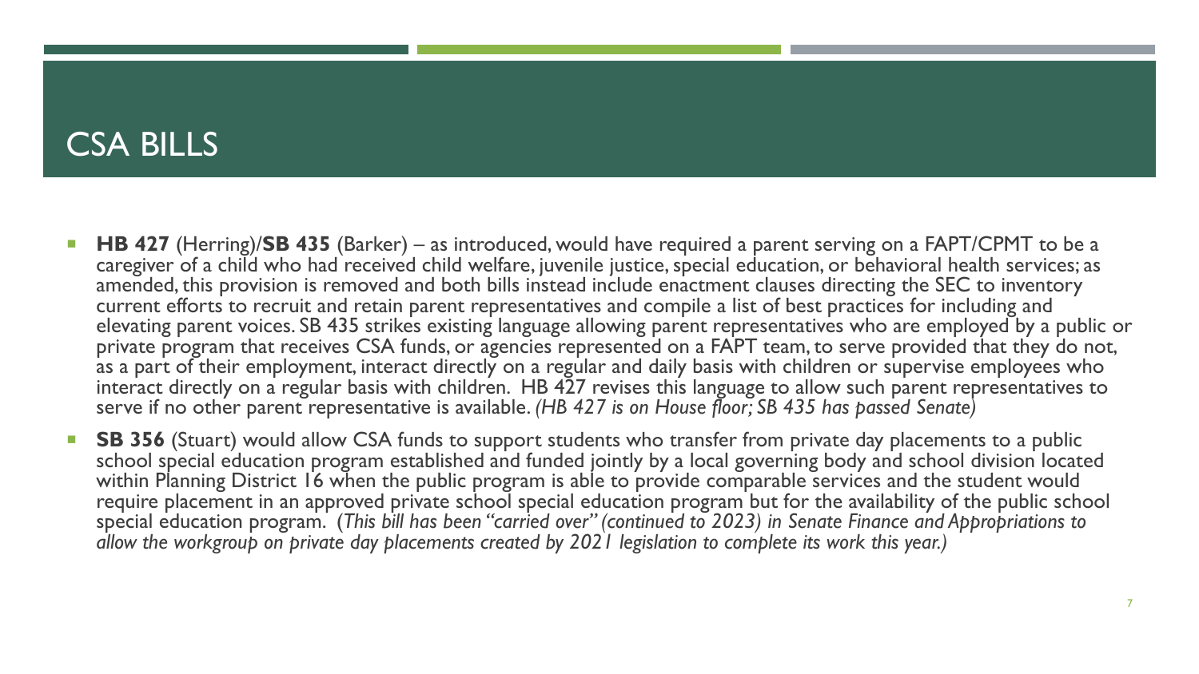# CSA BILLS

- **HB 427** (Herring)/**SB 435** (Barker) – as introduced, would have required a parent serving on a FAPT/CPMT to be a caregiver of a child who had received child welfare, juvenile justice, special education, or behavioral health services; as amended, this provision is removed and both bills instead include enactment clauses directing the SEC to inventory current efforts to recruit and retain parent representatives and compile a list of best practices for including and elevating parent voices. SB 435 strikes existing language allowing parent representatives who are employed by a public or private program that receives CSA funds, or agencies represented on a FAPT team, to serve provided that they do not, as a part of their employment, interact directly on a regular and daily basis with children or supervise employees who interact directly on a regular basis with children. HB 427 revises this language to allow such parent representatives to serve if no other parent representative is available. *(HB 427 is on House floor; SB 435 has passed Senate)*
- **SB 356** (Stuart) would allow CSA funds to support students who transfer from private day placements to a public school special education program established and funded jointly by a local governing body and school division located within Planning District 16 when the public program is able to provide comparable services and the student would require placement in an approved private school special education program but for the availability of the public school special education program. (*This bill has been "carried over" (continued to 2023) in Senate Finance and Appropriations to allow the workgroup on private day placements created by 2021 legislation to complete its work this year.)*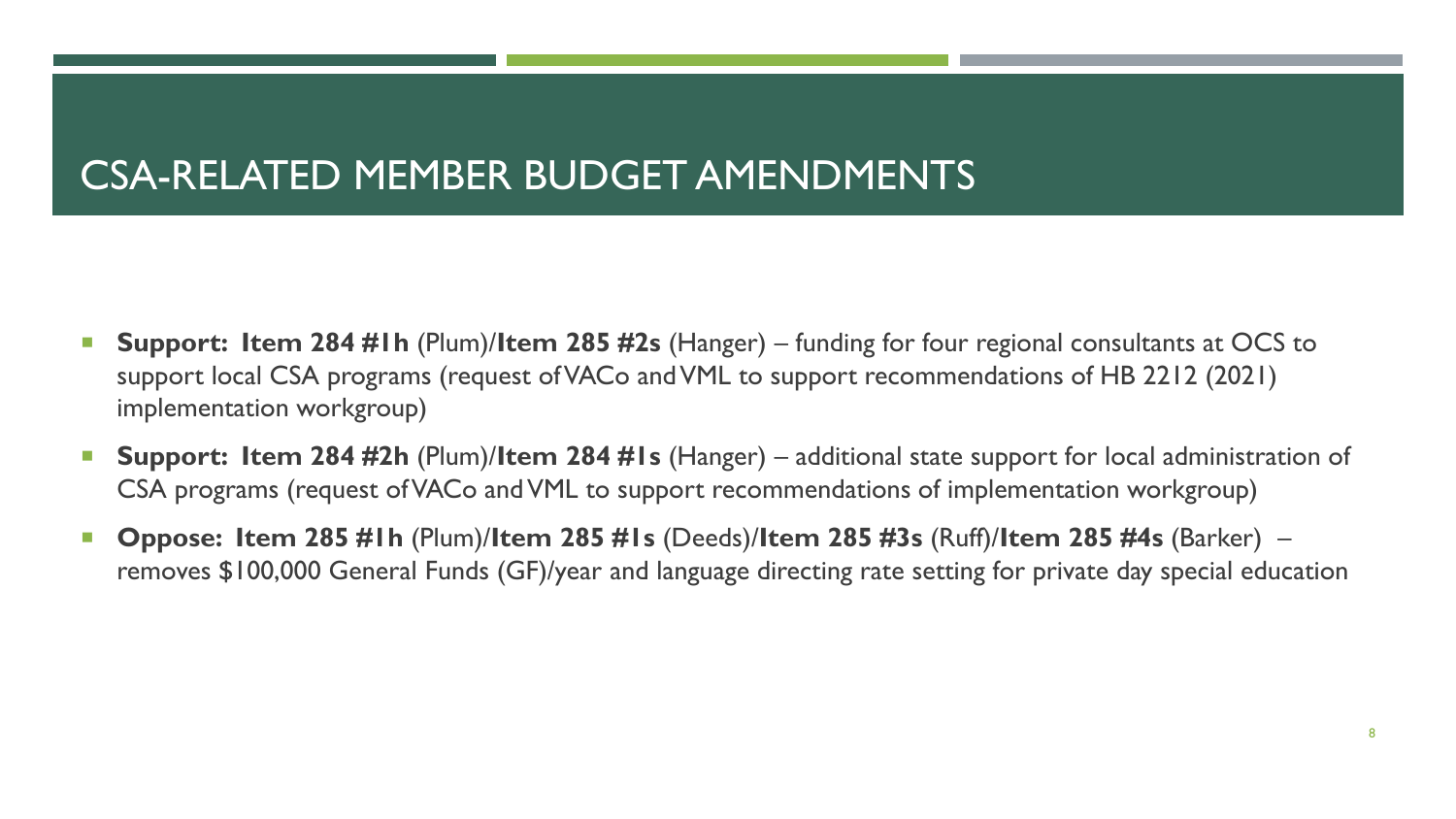# CSA-RELATED MEMBER BUDGET AMENDMENTS

- **Support: Item 284 #1h** (Plum)/**Item 285 #2s** (Hanger) – funding for four regional consultants at OCS to support local CSA programs (request of VACo and VML to support recommendations of HB 2212 (2021) implementation workgroup)
- **Support: Item 284 #2h** (Plum)/**Item 284 #1s** (Hanger) – additional state support for local administration of CSA programs (request of VACo and VML to support recommendations of implementation workgroup)
- **Oppose: Item 285 #1h** (Plum)/**Item 285 #1s** (Deeds)/**Item 285 #3s** (Ruff)/**Item 285 #4s** (Barker) – removes $100,000 General Funds (GF)/year and language directing rate setting for private day special education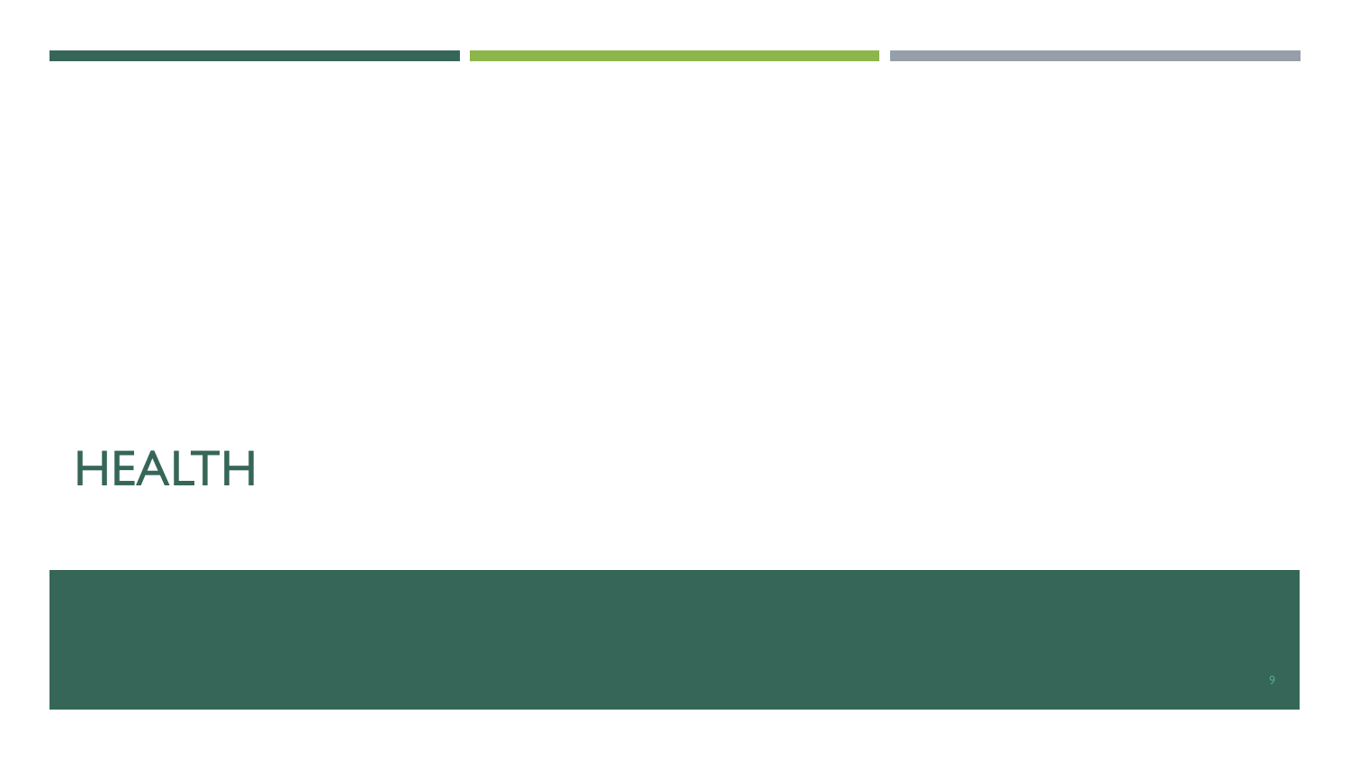# HEALTH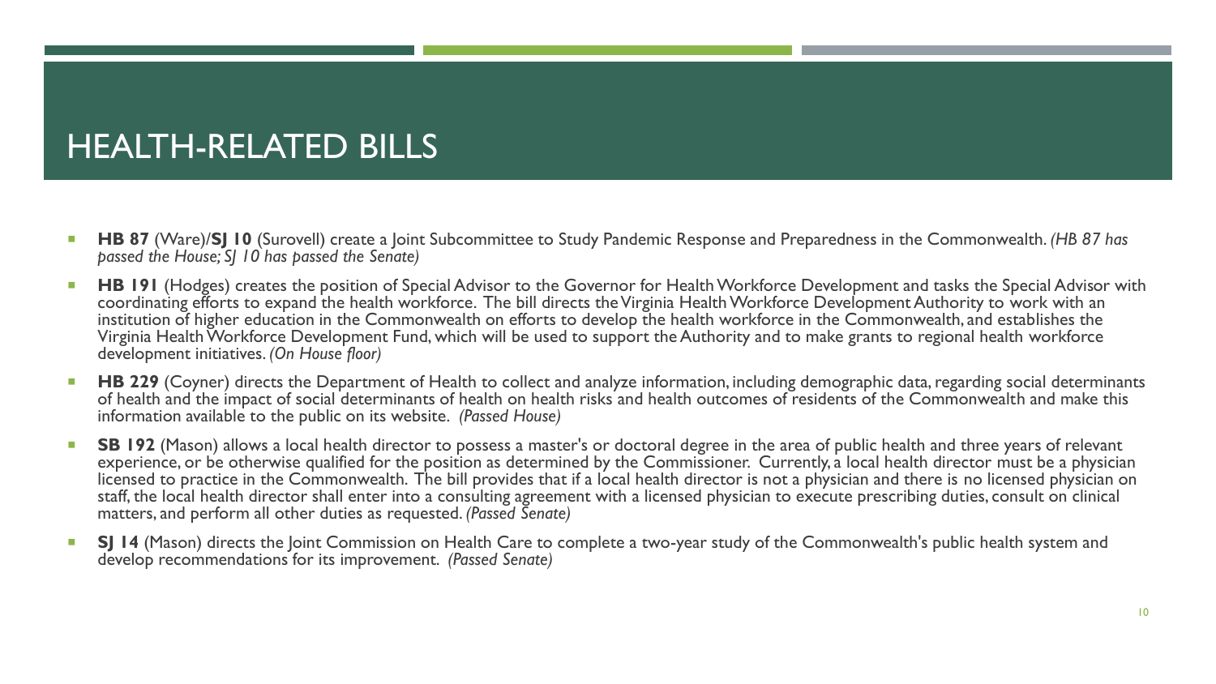# HEALTH-RELATED BILLS

- **HB 87** (Ware)/**SJ 10** (Surovell) create a Joint Subcommittee to Study Pandemic Response and Preparedness in the Commonwealth. *(HB 87 has passed the House; SJ 10 has passed the Senate)*
- **HB 191** (Hodges) creates the position of Special Advisor to the Governor for Health Workforce Development and tasks the Special Advisor with coordinating efforts to expand the health workforce. The bill directs the Virginia Health Workforce Development Authority to work with an institution of higher education in the Commonwealth on efforts to develop the health workforce in the Commonwealth, and establishes the Virginia Health Workforce Development Fund, which will be used to support the Authority and to make grants to regional health workforce development initiatives. *(On House floor)*
- **HB 229** (Coyner) directs the Department of Health to collect and analyze information, including demographic data, regarding social determinants of health and the impact of social determinants of health on health risks and health outcomes of residents of the Commonwealth and make this information available to the public on its website. *(Passed House)*
- **SB 192** (Mason) allows a local health director to possess a master's or doctoral degree in the area of public health and three years of relevant experience, or be otherwise qualified for the position as determined by the Commissioner. Currently, a local health director must be a physician licensed to practice in the Commonwealth. The bill provides that if a local health director is not a physician and there is no licensed physician on staff, the local health director shall enter into a consulting agreement with a licensed physician to execute prescribing duties, consult on clinical matters, and perform all other duties as requested. *(Passed Senate)*
- **SJ 14** (Mason) directs the Joint Commission on Health Care to complete a two-year study of the Commonwealth's public health system and develop recommendations for its improvement. *(Passed Senate)*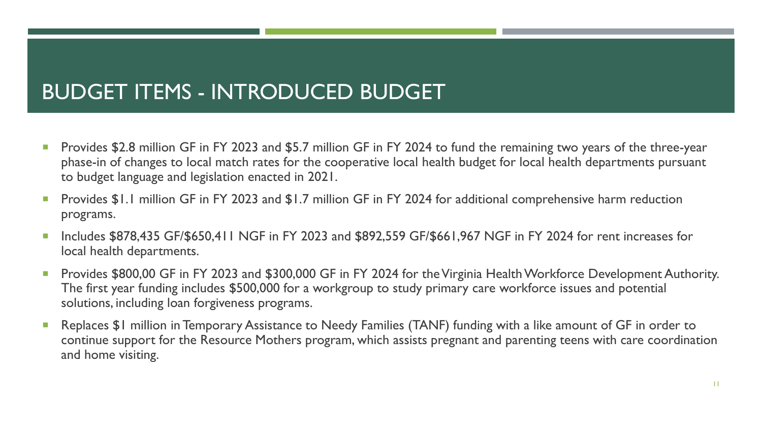# BUDGET ITEMS - INTRODUCED BUDGET

- Provides $2.8 million GF in FY 2023 and $5.7 million GF in FY 2024 to fund the remaining two years of the three-year phase-in of changes to local match rates for the cooperative local health budget for local health departments pursuant to budget language and legislation enacted in 2021.
- Provides $1.1 million GF in FY 2023 and $1.7 million GF in FY 2024 for additional comprehensive harm reduction programs.
- Includes $878,435 GF/$650,411 NGF in FY 2023 and $892,559 GF/$661,967 NGF in FY 2024 for rent increases for local health departments.
- Provides $800,00 GF in FY 2023 and $300,000 GF in FY 2024 for the Virginia Health Workforce Development Authority. The first year funding includes $500,000 for a workgroup to study primary care workforce issues and potential solutions, including loan forgiveness programs.
- Replaces $1 million in Temporary Assistance to Needy Families (TANF) funding with a like amount of GF in order to continue support for the Resource Mothers program, which assists pregnant and parenting teens with care coordination and home visiting.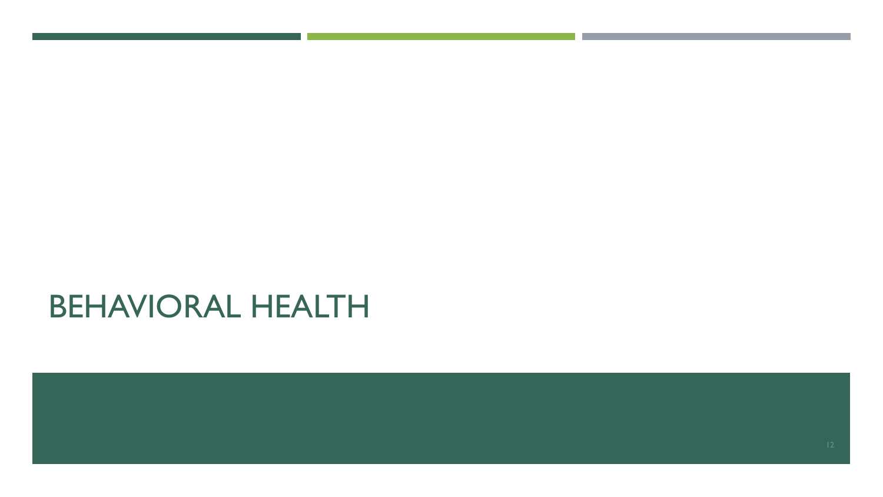# BEHAVIORAL HEALTH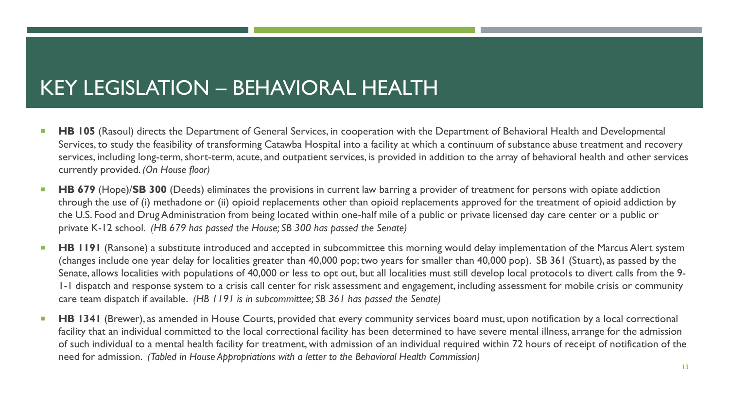# KEY LEGISLATION – BEHAVIORAL HEALTH

- **HB 105** (Rasoul) directs the Department of General Services, in cooperation with the Department of Behavioral Health and Developmental Services, to study the feasibility of transforming Catawba Hospital into a facility at which a continuum of substance abuse treatment and recovery services, including long-term, short-term, acute, and outpatient services, is provided in addition to the array of behavioral health and other services currently provided. *(On House floor)*
- **HB 679** (Hope)/**SB 300** (Deeds) eliminates the provisions in current law barring a provider of treatment for persons with opiate addiction through the use of (i) methadone or (ii) opioid replacements other than opioid replacements approved for the treatment of opioid addiction by the U.S. Food and Drug Administration from being located within one-half mile of a public or private licensed day care center or a public or private K-12 school. *(HB 679 has passed the House; SB 300 has passed the Senate)*
- **HB 1191** (Ransone) a substitute introduced and accepted in subcommittee this morning would delay implementation of the Marcus Alert system (changes include one year delay for localities greater than 40,000 pop; two years for smaller than 40,000 pop). SB 361 (Stuart), as passed by the Senate, allows localities with populations of 40,000 or less to opt out, but all localities must still develop local protocols to divert calls from the 9-1-1 dispatch and response system to a crisis call center for risk assessment and engagement, including assessment for mobile crisis or community care team dispatch if available. *(HB 1191 is in subcommittee; SB 361 has passed the Senate)*
- **HB 1341** (Brewer), as amended in House Courts, provided that every community services board must, upon notification by a local correctional facility that an individual committed to the local correctional facility has been determined to have severe mental illness, arrange for the admission of such individual to a mental health facility for treatment, with admission of an individual required within 72 hours of receipt of notification of the need for admission. *(Tabled in House Appropriations with a letter to the Behavioral Health Commission)*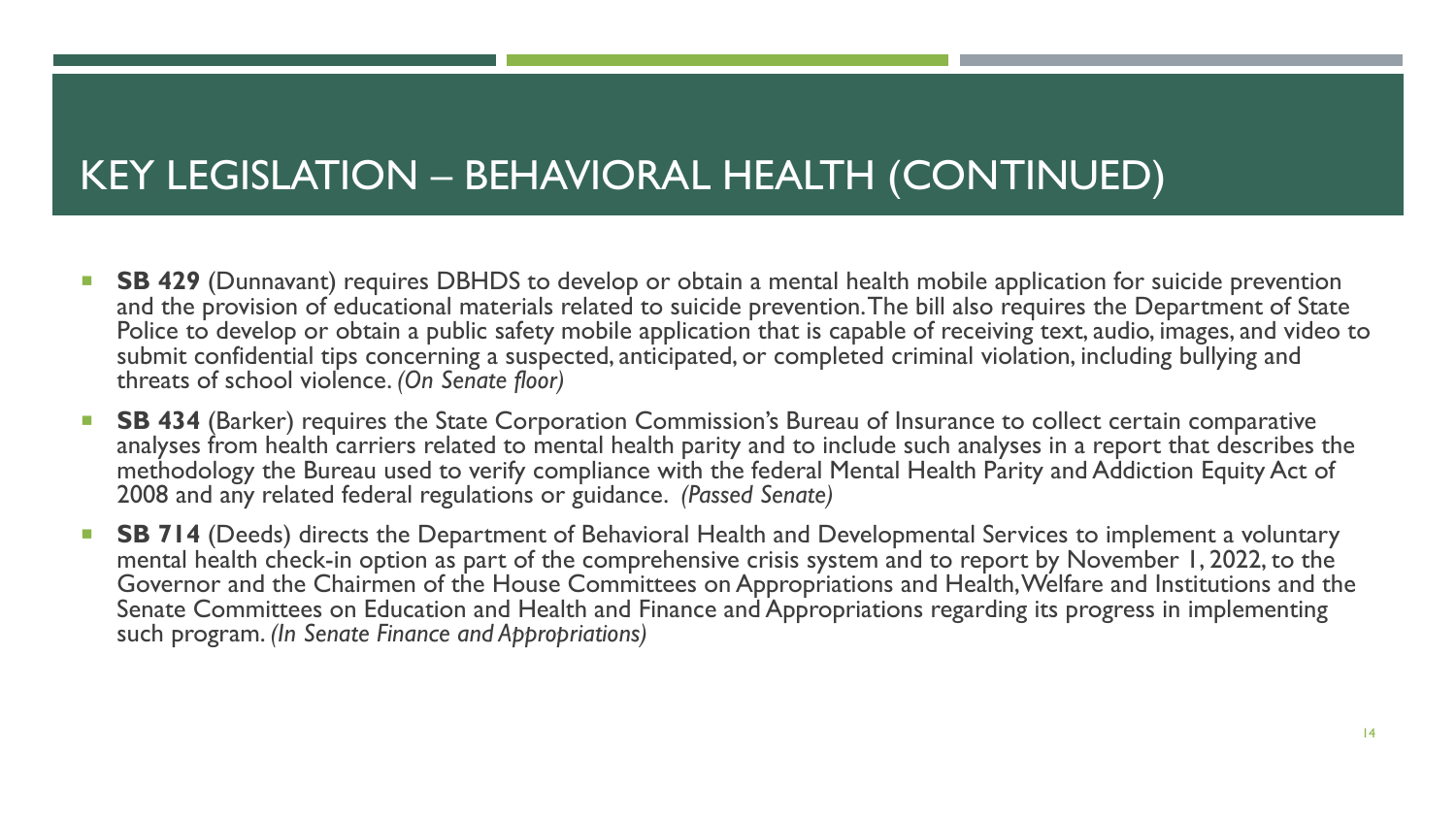# KEY LEGISLATION – BEHAVIORAL HEALTH (CONTINUED)

- **SB 429** (Dunnavant) requires DBHDS to develop or obtain a mental health mobile application for suicide prevention and the provision of educational materials related to suicide prevention. The bill also requires the Department of State Police to develop or obtain a public safety mobile application that is capable of receiving text, audio, images, and video to submit confidential tips concerning a suspected, anticipated, or completed criminal violation, including bullying and threats of school violence. *(On Senate floor)*
- **SB 434** (Barker) requires the State Corporation Commission's Bureau of Insurance to collect certain comparative analyses from health carriers related to mental health parity and to include such analyses in a report that describes the methodology the Bureau used to verify compliance with the federal Mental Health Parity and Addiction Equity Act of 2008 and any related federal regulations or guidance. *(Passed Senate)*
- **SB 714** (Deeds) directs the Department of Behavioral Health and Developmental Services to implement a voluntary mental health check-in option as part of the comprehensive crisis system and to report by November 1, 2022, to the Governor and the Chairmen of the House Committees on Appropriations and Health, Welfare and Institutions and the Senate Committees on Education and Health and Finance and Appropriations regarding its progress in implementing such program. *(In Senate Finance and Appropriations)*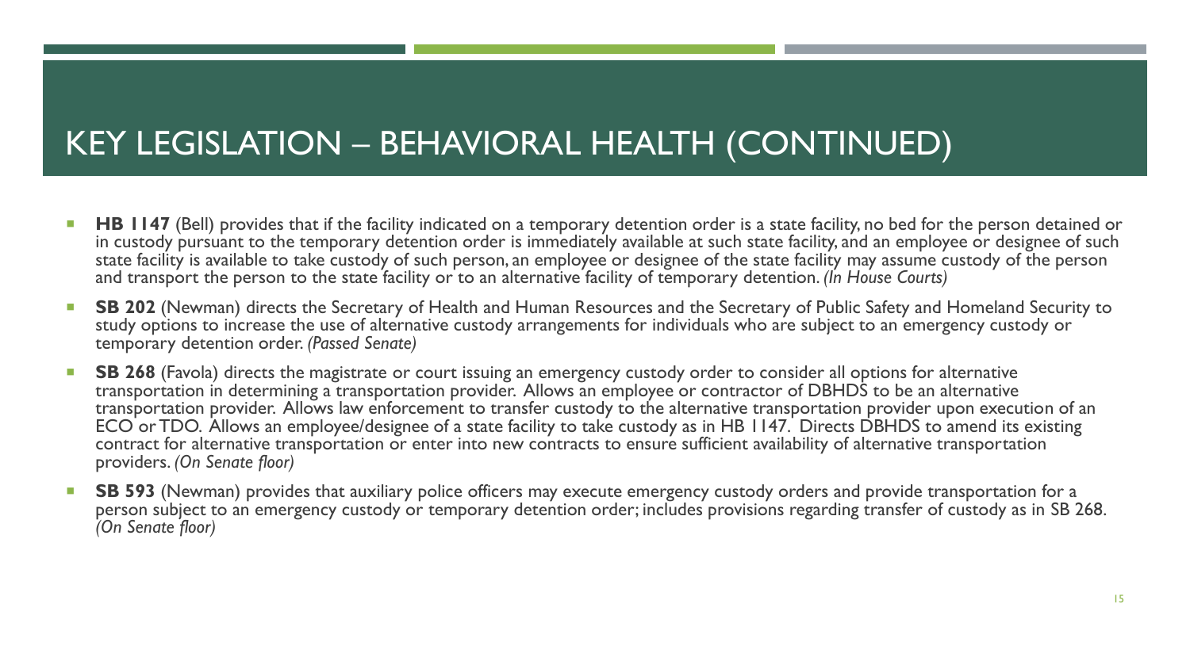# KEY LEGISLATION – BEHAVIORAL HEALTH (CONTINUED)

- **HB 1147** (Bell) provides that if the facility indicated on a temporary detention order is a state facility, no bed for the person detained or in custody pursuant to the temporary detention order is immediately available at such state facility, and an employee or designee of such state facility is available to take custody of such person, an employee or designee of the state facility may assume custody of the person and transport the person to the state facility or to an alternative facility of temporary detention. *(In House Courts)*
- **SB 202** (Newman) directs the Secretary of Health and Human Resources and the Secretary of Public Safety and Homeland Security to study options to increase the use of alternative custody arrangements for individuals who are subject to an emergency custody or temporary detention order. *(Passed Senate)*
- **SB 268** (Favola) directs the magistrate or court issuing an emergency custody order to consider all options for alternative transportation in determining a transportation provider. Allows an employee or contractor of DBHDS to be an alternative transportation provider. Allows law enforcement to transfer custody to the alternative transportation provider upon execution of an ECO or TDO. Allows an employee/designee of a state facility to take custody as in HB 1147. Directs DBHDS to amend its existing contract for alternative transportation or enter into new contracts to ensure sufficient availability of alternative transportation providers. *(On Senate floor)*
- **SB 593** (Newman) provides that auxiliary police officers may execute emergency custody orders and provide transportation for a person subject to an emergency custody or temporary detention order; includes provisions regarding transfer of custody as in SB 268. *(On Senate floor)*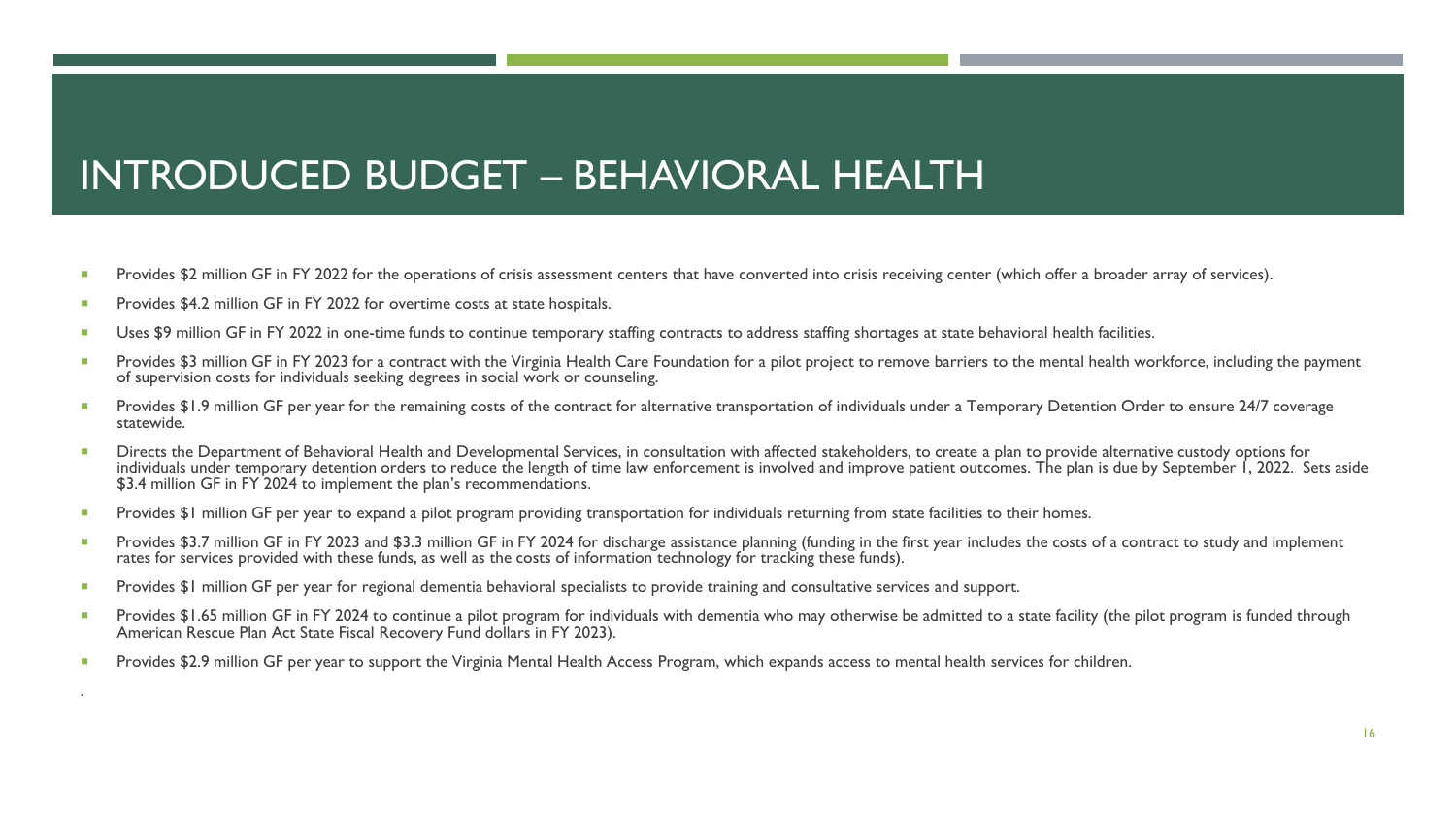# INTRODUCED BUDGET – BEHAVIORAL HEALTH

- Provides $2 million GF in FY 2022 for the operations of crisis assessment centers that have converted into crisis receiving center (which offer a broader array of services).
- Provides $4.2 million GF in FY 2022 for overtime costs at state hospitals.
- Uses $9 million GF in FY 2022 in one-time funds to continue temporary staffing contracts to address staffing shortages at state behavioral health facilities.
- Provides $3 million GF in FY 2023 for a contract with the Virginia Health Care Foundation for a pilot project to remove barriers to the mental health workforce, including the payment of supervision costs for individuals seeking degrees in social work or counseling.
- Provides $1.9 million GF per year for the remaining costs of the contract for alternative transportation of individuals under a Temporary Detention Order to ensure 24/7 coverage statewide.
- Directs the Department of Behavioral Health and Developmental Services, in consultation with affected stakeholders, to create a plan to provide alternative custody options for individuals under temporary detention orders to reduce the length of time law enforcement is involved and improve patient outcomes. The plan is due by September 1, 2022. Sets aside $3.4 million GF in FY 2024 to implement the plan's recommendations.
- Provides $1 million GF per year to expand a pilot program providing transportation for individuals returning from state facilities to their homes.
- Provides $3.7 million GF in FY 2023 and $3.3 million GF in FY 2024 for discharge assistance planning (funding in the first year includes the costs of a contract to study and implement rates for services provided with these funds, as well as the costs of information technology for tracking these funds).
- Provides $1 million GF per year for regional dementia behavioral specialists to provide training and consultative services and support.
- Provides $1.65 million GF in FY 2024 to continue a pilot program for individuals with dementia who may otherwise be admitted to a state facility (the pilot program is funded through American Rescue Plan Act State Fiscal Recovery Fund dollars in FY 2023).
- Provides $2.9 million GF per year to support the Virginia Mental Health Access Program, which expands access to mental health services for children.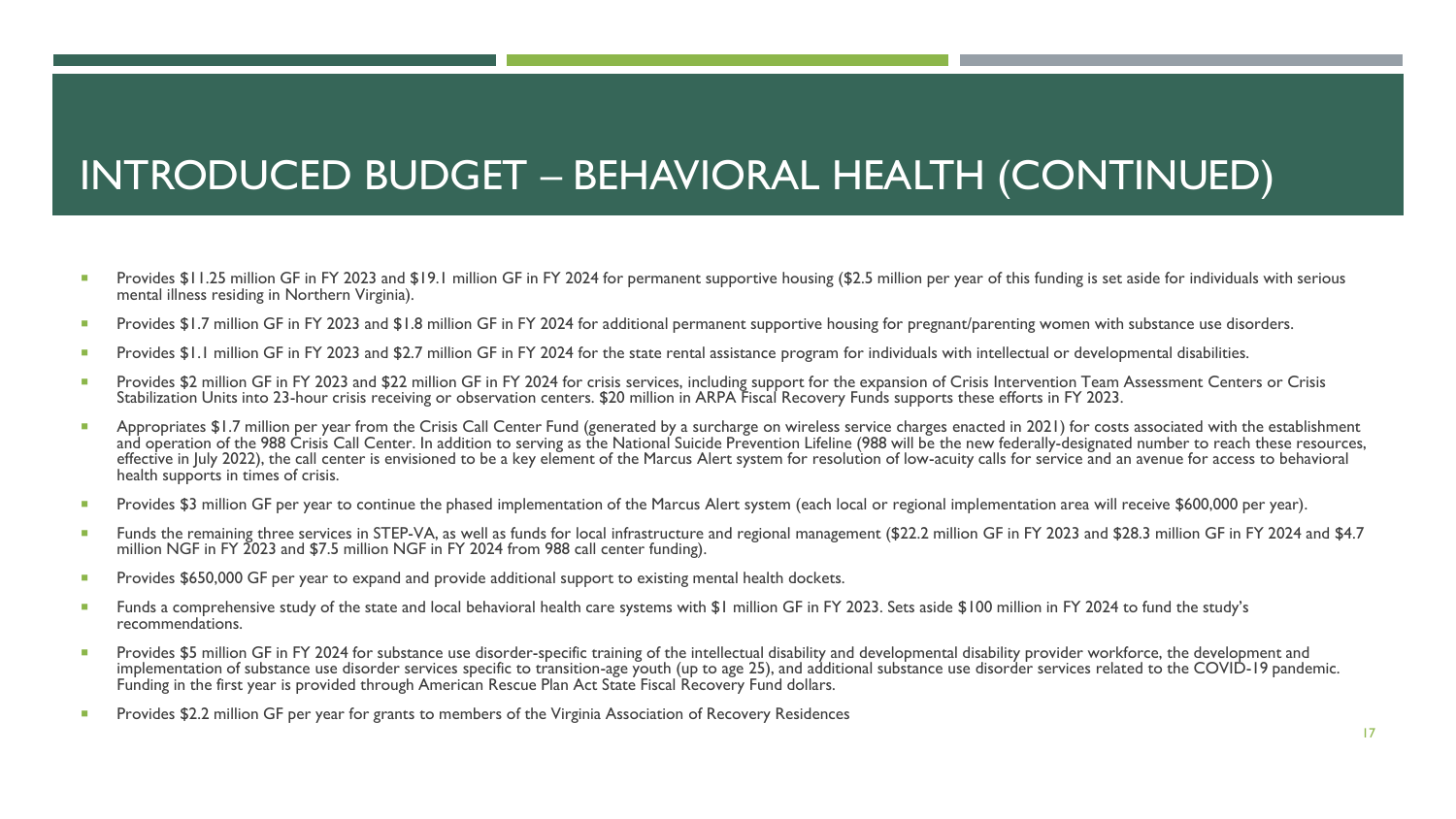# INTRODUCED BUDGET – BEHAVIORAL HEALTH (CONTINUED)

- Provides $11.25 million GF in FY 2023 and $19.1 million GF in FY 2024 for permanent supportive housing ($2.5 million per year of this funding is set aside for individuals with serious mental illness residing in Northern Virginia).
- Provides $1.7 million GF in FY 2023 and $1.8 million GF in FY 2024 for additional permanent supportive housing for pregnant/parenting women with substance use disorders.
- Provides $1.1 million GF in FY 2023 and $2.7 million GF in FY 2024 for the state rental assistance program for individuals with intellectual or developmental disabilities.
- Provides $2 million GF in FY 2023 and $22 million GF in FY 2024 for crisis services, including support for the expansion of Crisis Intervention Team Assessment Centers or Crisis Stabilization Units into 23-hour crisis receiving or observation centers. $20 million in ARPA Fiscal Recovery Funds supports these efforts in FY 2023.
- Appropriates $1.7 million per year from the Crisis Call Center Fund (generated by a surcharge on wireless service charges enacted in 2021) for costs associated with the establishment and operation of the 988 Crisis Call Center. In addition to serving as the National Suicide Prevention Lifeline (988 will be the new federally-designated number to reach these resources, effective in July 2022), the call center is envisioned to be a key element of the Marcus Alert system for resolution of low-acuity calls for service and an avenue for access to behavioral health supports in times of crisis.
- Provides $3 million GF per year to continue the phased implementation of the Marcus Alert system (each local or regional implementation area will receive $600,000 per year).
- Funds the remaining three services in STEP-VA, as well as funds for local infrastructure and regional management ($22.2 million GF in FY 2023 and $28.3 million GF in FY 2024 and $4.7 million NGF in FY 2023 and $7.5 million NGF in FY 2024 from 988 call center funding).
- Provides $650,000 GF per year to expand and provide additional support to existing mental health dockets.
- Funds a comprehensive study of the state and local behavioral health care systems with $1 million GF in FY 2023. Sets aside $100 million in FY 2024 to fund the study's recommendations.
- Provides $5 million GF in FY 2024 for substance use disorder-specific training of the intellectual disability and developmental disability provider workforce, the development and implementation of substance use disorder services specific to transition-age youth (up to age 25), and additional substance use disorder services related to the COVID-19 pandemic. Funding in the first year is provided through American Rescue Plan Act State Fiscal Recovery Fund dollars.
- Provides $2.2 million GF per year for grants to members of the Virginia Association of Recovery Residences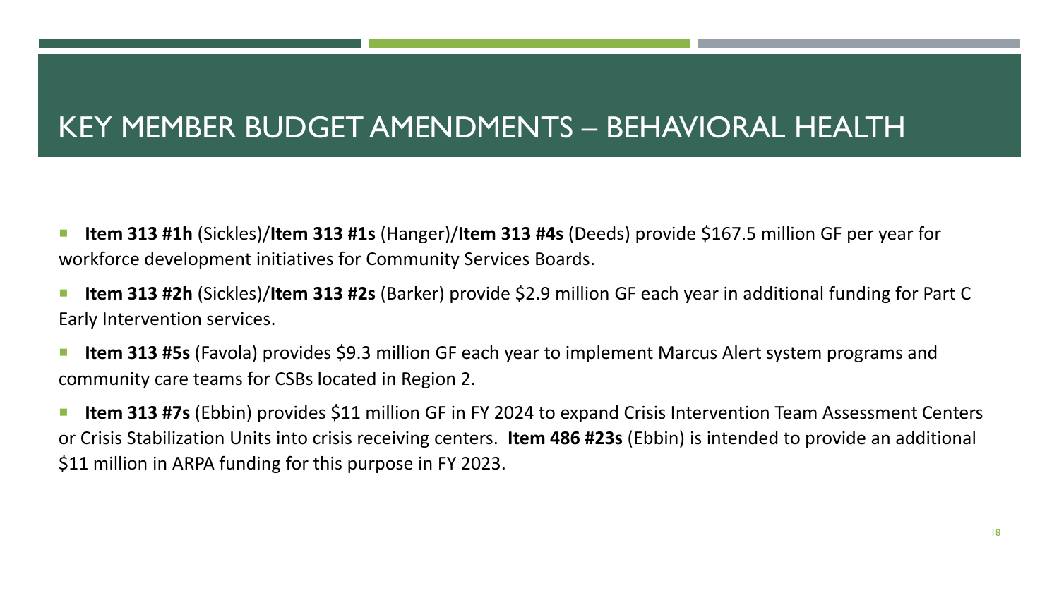# KEY MEMBER BUDGET AMENDMENTS – BEHAVIORAL HEALTH

- **Item 313 #1h** (Sickles)/**Item 313 #1s** (Hanger)/**Item 313 #4s** (Deeds) provide $167.5 million GF per year for workforce development initiatives for Community Services Boards.
- **Item 313 #2h** (Sickles)/**Item 313 #2s** (Barker) provide $2.9 million GF each year in additional funding for Part C Early Intervention services.
- **Item 313 #5s** (Favola) provides $9.3 million GF each year to implement Marcus Alert system programs and community care teams for CSBs located in Region 2.
- **Item 313 #7s** (Ebbin) provides $11 million GF in FY 2024 to expand Crisis Intervention Team Assessment Centers or Crisis Stabilization Units into crisis receiving centers. **Item 486 #23s** (Ebbin) is intended to provide an additional $11 million in ARPA funding for this purpose in FY 2023.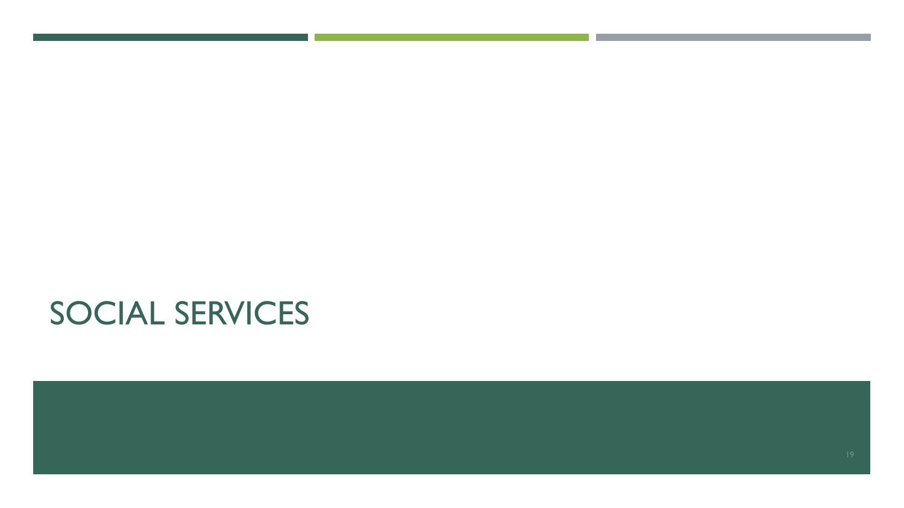# SOCIAL SERVICES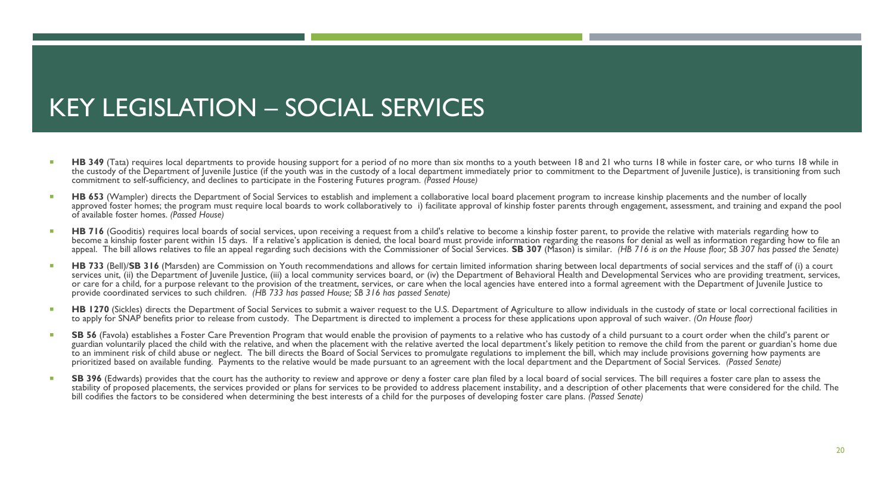# KEY LEGISLATION – SOCIAL SERVICES

- **HB 349** (Tata) requires local departments to provide housing support for a period of no more than six months to a youth between 18 and 21 who turns 18 while in foster care, or who turns 18 while in the custody of the Department of Juvenile Justice (if the youth was in the custody of a local department immediately prior to commitment to the Department of Juvenile Justice), is transitioning from such commitment to self-sufficiency, and declines to participate in the Fostering Futures program. *(Passed House)*
- **HB 653** (Wampler) directs the Department of Social Services to establish and implement a collaborative local board placement program to increase kinship placements and the number of locally approved foster homes; the program must require local boards to work collaboratively to i) facilitate approval of kinship foster parents through engagement, assessment, and training and expand the pool of available foster homes. *(Passed House)*
- **HB 716** (Gooditis) requires local boards of social services, upon receiving a request from a child's relative to become a kinship foster parent, to provide the relative with materials regarding how to become a kinship foster parent within 15 days. If a relative's application is denied, the local board must provide information regarding the reasons for denial as well as information regarding how to file an appeal. The bill allows relatives to file an appeal regarding such decisions with the Commissioner of Social Services. **SB 307** (Mason) is similar. *(HB 716 is on the House floor; SB 307 has passed the Senate)*
- **HB 733** (Bell)/**SB 316** (Marsden) are Commission on Youth recommendations and allows for certain limited information sharing between local departments of social services and the staff of (i) a court services unit, (ii) the Department of Juvenile Justice, (iii) a local community services board, or (iv) the Department of Behavioral Health and Developmental Services who are providing treatment, services, or care for a child, for a purpose relevant to the provision of the treatment, services, or care when the local agencies have entered into a formal agreement with the Department of Juvenile Justice to provide coordinated services to such children. *(HB 733 has passed House; SB 316 has passed Senate)*
- **HB 1270** (Sickles) directs the Department of Social Services to submit a waiver request to the U.S. Department of Agriculture to allow individuals in the custody of state or local correctional facilities in to apply for SNAP benefits prior to release from custody. The Department is directed to implement a process for these applications upon approval of such waiver. *(On House floor)*
- **SB 56** (Favola) establishes a Foster Care Prevention Program that would enable the provision of payments to a relative who has custody of a child pursuant to a court order when the child's parent or guardian voluntarily placed the child with the relative, and when the placement with the relative averted the local department's likely petition to remove the child from the parent or guardian's home due to an imminent risk of child abuse or neglect. The bill directs the Board of Social Services to promulgate regulations to implement the bill, which may include provisions governing how payments are prioritized based on available funding. Payments to the relative would be made pursuant to an agreement with the local department and the Department of Social Services. *(Passed Senate)*
- **SB 396** (Edwards) provides that the court has the authority to review and approve or deny a foster care plan filed by a local board of social services. The bill requires a foster care plan to assess the stability of proposed placements, the services provided or plans for services to be provided to address placement instability, and a description of other placements that were considered for the child. The bill codifies the factors to be considered when determining the best interests of a child for the purposes of developing foster care plans. *(Passed Senate)*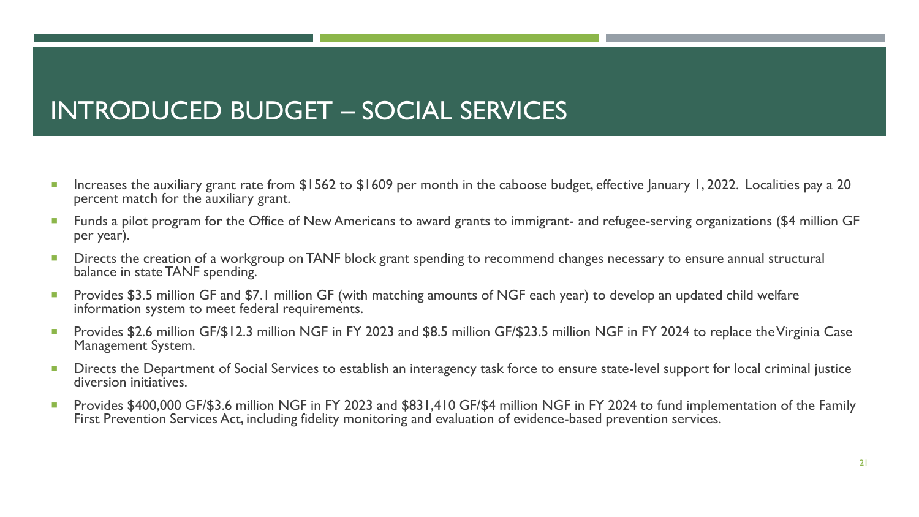# INTRODUCED BUDGET – SOCIAL SERVICES

- Increases the auxiliary grant rate from $1562 to $1609 per month in the caboose budget, effective January 1, 2022. Localities pay a 20 percent match for the auxiliary grant.
- Funds a pilot program for the Office of New Americans to award grants to immigrant- and refugee-serving organizations ($4 million GF per year).
- Directs the creation of a workgroup on TANF block grant spending to recommend changes necessary to ensure annual structural balance in state TANF spending.
- Provides $3.5 million GF and $7.1 million GF (with matching amounts of NGF each year) to develop an updated child welfare information system to meet federal requirements.
- Provides $2.6 million GF/$12.3 million NGF in FY 2023 and $8.5 million GF/$23.5 million NGF in FY 2024 to replace the Virginia Case Management System.
- Directs the Department of Social Services to establish an interagency task force to ensure state-level support for local criminal justice diversion initiatives.
- Provides $400,000 GF/$3.6 million NGF in FY 2023 and $831,410 GF/$4 million NGF in FY 2024 to fund implementation of the Family First Prevention Services Act, including fidelity monitoring and evaluation of evidence-based prevention services.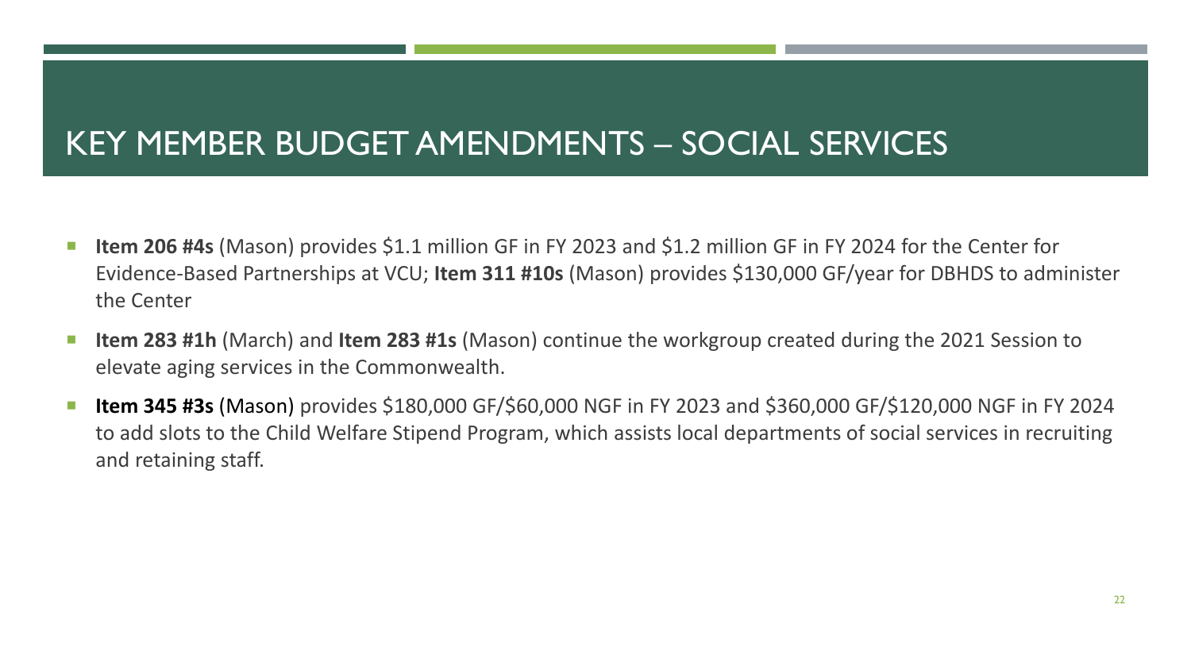# KEY MEMBER BUDGET AMENDMENTS – SOCIAL SERVICES

- **Item 206 #4s** (Mason) provides $1.1 million GF in FY 2023 and $1.2 million GF in FY 2024 for the Center for Evidence-Based Partnerships at VCU; **Item 311 #10s** (Mason) provides $130,000 GF/year for DBHDS to administer the Center
- **Item 283 #1h** (March) and **Item 283 #1s** (Mason) continue the workgroup created during the 2021 Session to elevate aging services in the Commonwealth.
- **Item 345 #3s** (Mason) provides $180,000 GF/$60,000 NGF in FY 2023 and $360,000 GF/$120,000 NGF in FY 2024 to add slots to the Child Welfare Stipend Program, which assists local departments of social services in recruiting and retaining staff.